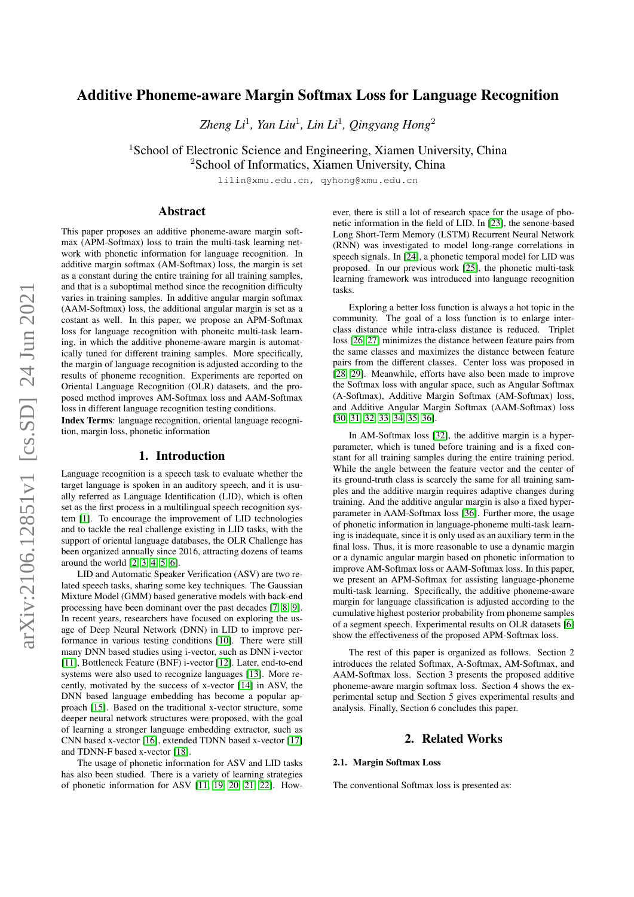# Additive Phoneme-aware Margin Softmax Loss for Language Recognition

*Zheng Li*[1], *Yan Liu*[1], *Lin Li*[1], *Qingyang Hong*[2]

[1]School of Electronic Science and Engineering, Xiamen University, China
[2]School of Informatics, Xiamen University, China

lilin@xmu.edu.cn, qyhong@xmu.edu.cn

## Abstract

This paper proposes an additive phoneme-aware margin softmax (APM-Softmax) loss to train the multi-task learning network with phonetic information for language recognition. In additive margin softmax (AM-Softmax) loss, the margin is set as a constant during the entire training for all training samples, and that is a suboptimal method since the recognition difficulty varies in training samples. In additive angular margin softmax (AAM-Softmax) loss, the additional angular margin is set as a costant as well. In this paper, we propose an APM-Softmax loss for language recognition with phoneitc multi-task learning, in which the additive phoneme-aware margin is automatically tuned for different training samples. More specifically, the margin of language recognition is adjusted according to the results of phoneme recognition. Experiments are reported on Oriental Language Recognition (OLR) datasets, and the proposed method improves AM-Softmax loss and AAM-Softmax loss in different language recognition testing conditions.

**Index Terms**: language recognition, oriental language recognition, margin loss, phonetic information

## 1. Introduction

Language recognition is a speech task to evaluate whether the target language is spoken in an auditory speech, and it is usually referred as Language Identification (LID), which is often set as the first process in a multilingual speech recognition system [1]. To encourage the improvement of LID technologies and to tackle the real challenge existing in LID tasks, with the support of oriental language databases, the OLR Challenge has been organized annually since 2016, attracting dozens of teams around the world [2, 3, 4, 5, 6].

LID and Automatic Speaker Verification (ASV) are two related speech tasks, sharing some key techniques. The Gaussian Mixture Model (GMM) based generative models with back-end processing have been dominant over the past decades [7, 8, 9]. In recent years, researchers have focused on exploring the usage of Deep Neural Network (DNN) in LID to improve performance in various testing conditions [10]. There were still many DNN based studies using i-vector, such as DNN i-vector [11], Bottleneck Feature (BNF) i-vector [12]. Later, end-to-end systems were also used to recognize languages [13]. More recently, motivated by the success of x-vector [14] in ASV, the DNN based language embedding has become a popular approach [15]. Based on the traditional x-vector structure, some deeper neural network structures were proposed, with the goal of learning a stronger language embedding extractor, such as CNN based x-vector [16], extended TDNN based x-vector [17] and TDNN-F based x-vector [18].

The usage of phonetic information for ASV and LID tasks has also been studied. There is a variety of learning strategies of phonetic information for ASV [11, 19, 20, 21, 22]. However, there is still a lot of research space for the usage of phonetic information in the field of LID. In [23], the senone-based Long Short-Term Memory (LSTM) Recurrent Neural Network (RNN) was investigated to model long-range correlations in speech signals. In [24], a phonetic temporal model for LID was proposed. In our previous work [25], the phonetic multi-task learning framework was introduced into language recognition tasks.

Exploring a better loss function is always a hot topic in the community. The goal of a loss function is to enlarge inter-class distance while intra-class distance is reduced. Triplet loss [26, 27] minimizes the distance between feature pairs from the same classes and maximizes the distance between feature pairs from the different classes. Center loss was proposed in [28, 29]. Meanwhile, efforts have also been made to improve the Softmax loss with angular space, such as Angular Softmax (A-Softmax), Additive Margin Softmax (AM-Softmax) loss, and Additive Angular Margin Softmax (AAM-Softmax) loss [30, 31, 32, 33, 34, 35, 36].

In AM-Softmax loss [32], the additive margin is a hyper-parameter, which is tuned before training and is a fixed constant for all training samples during the entire training period. While the angle between the feature vector and the center of its ground-truth class is scarcely the same for all training samples and the additive margin requires adaptive changes during training. And the additive angular margin is also a fixed hyper-parameter in AAM-Softmax loss [36]. Further more, the usage of phonetic information in language-phoneme multi-task learning is inadequate, since it is only used as an auxiliary term in the final loss. Thus, it is more reasonable to use a dynamic margin or a dynamic angular margin based on phonetic information to improve AM-Softmax loss or AAM-Softmax loss. In this paper, we present an APM-Softmax for assisting language-phoneme multi-task learning. Specifically, the additive phoneme-aware margin for language classification is adjusted according to the cumulative highest posterior probability from phoneme samples of a segment speech. Experimental results on OLR datasets [6] show the effectiveness of the proposed APM-Softmax loss.

The rest of this paper is organized as follows. Section 2 introduces the related Softmax, A-Softmax, AM-Softmax, and AAM-Softmax loss. Section 3 presents the proposed additive phoneme-aware margin softmax loss. Section 4 shows the experimental setup and Section 5 gives experimental results and analysis. Finally, Section 6 concludes this paper.

## 2. Related Works

### 2.1. Margin Softmax Loss

The conventional Softmax loss is presented as: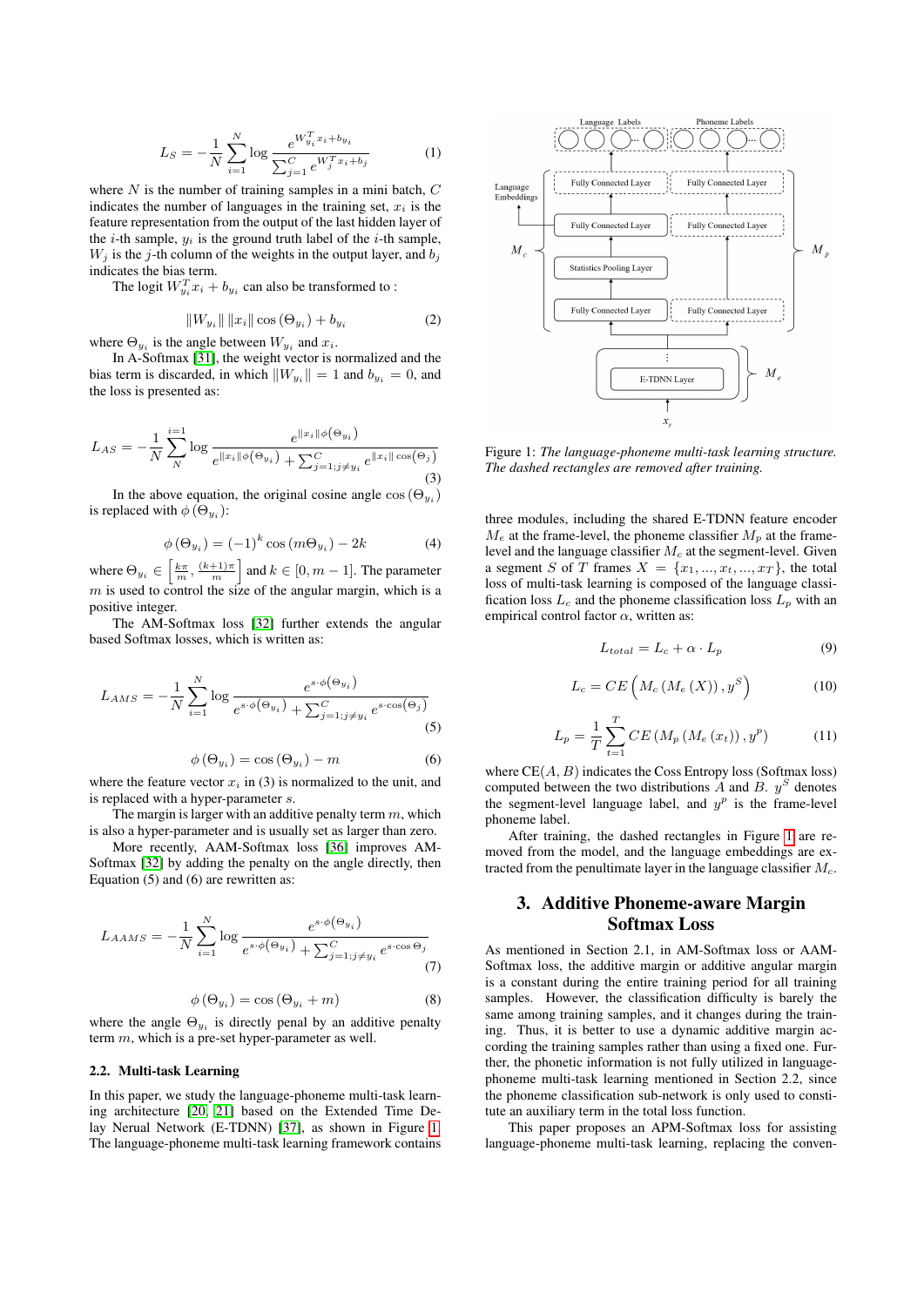$$L_S = -\frac{1}{N}\sum_{i=1}^{N}\log\frac{e^{W_{y_i}^T x_i + b_{y_i}}}{\sum_{j=1}^{C} e^{W_j^T x_i + b_j}} \tag{1}$$

where $N$ is the number of training samples in a mini batch, $C$ indicates the number of languages in the training set, $x_i$ is the feature representation from the output of the last hidden layer of the $i$-th sample, $y_i$ is the ground truth label of the $i$-th sample, $W_j$ is the $j$-th column of the weights in the output layer, and $b_j$ indicates the bias term.

The logit $W_{y_i}^T x_i + b_{y_i}$ can also be transformed to :

$$\|W_{y_i}\| \|x_i\| \cos(\Theta_{y_i}) + b_{y_i} \tag{2}$$

where $\Theta_{y_i}$ is the angle between $W_{y_i}$ and $x_i$.

In A-Softmax [31], the weight vector is normalized and the bias term is discarded, in which $\|W_{y_i}\| = 1$ and $b_{y_i} = 0$, and the loss is presented as:

$$L_{AS} = -\frac{1}{N}\sum_{N}^{i=1}\log\frac{e^{\|x_i\|\phi(\Theta_{y_i})}}{e^{\|x_i\|\phi(\Theta_{y_i})} + \sum_{j=1;j\neq y_i}^{C} e^{\|x_i\|\cos(\Theta_j)}} \tag{3}$$

In the above equation, the original cosine angle $\cos(\Theta_{y_i})$ is replaced with $\phi(\Theta_{y_i})$:

$$\phi(\Theta_{y_i}) = (-1)^k \cos(m\Theta_{y_i}) - 2k \tag{4}$$

where $\Theta_{y_i} \in \left[\frac{k\pi}{m}, \frac{(k+1)\pi}{m}\right]$ and $k \in [0, m-1]$. The parameter $m$ is used to control the size of the angular margin, which is a positive integer.

The AM-Softmax loss [32] further extends the angular based Softmax losses, which is written as:

$$L_{AMS} = -\frac{1}{N}\sum_{i=1}^{N}\log\frac{e^{s\cdot\phi(\Theta_{y_i})}}{e^{s\cdot\phi(\Theta_{y_i})} + \sum_{j=1;j\neq y_i}^{C} e^{s\cdot\cos(\Theta_j)}} \tag{5}$$

$$\phi(\Theta_{y_i}) = \cos(\Theta_{y_i}) - m \tag{6}$$

where the feature vector $x_i$ in (3) is normalized to the unit, and is replaced with a hyper-parameter $s$.

The margin is larger with an additive penalty term $m$, which is also a hyper-parameter and is usually set as larger than zero.

More recently, AAM-Softmax loss [36] improves AM-Softmax [32] by adding the penalty on the angle directly, then Equation (5) and (6) are rewritten as:

$$L_{AAMS} = -\frac{1}{N}\sum_{i=1}^{N}\log\frac{e^{s\cdot\phi(\Theta_{y_i})}}{e^{s\cdot\phi(\Theta_{y_i})} + \sum_{j=1;j\neq y_i}^{C} e^{s\cdot\cos\Theta_j}} \tag{7}$$

$$\phi(\Theta_{y_i}) = \cos(\Theta_{y_i} + m) \tag{8}$$

where the angle $\Theta_{y_i}$ is directly penal by an additive penalty term $m$, which is a pre-set hyper-parameter as well.

### 2.2. Multi-task Learning

In this paper, we study the language-phoneme multi-task learning architecture [20, 21] based on the Extended Time Delay Nerual Network (E-TDNN) [37], as shown in Figure 1. The language-phoneme multi-task learning framework contains three modules, including the shared E-TDNN feature encoder $M_e$ at the frame-level, the phoneme classifier $M_p$ at the frame-level and the language classifier $M_c$ at the segment-level. Given a segment $S$ of $T$ frames $X = \{x_1, ..., x_t, ..., x_T\}$, the total loss of multi-task learning is composed of the language classification loss $L_c$ and the phoneme classification loss $L_p$ with an empirical control factor $\alpha$, written as:

Figure 1: *The language-phoneme multi-task learning structure. The dashed rectangles are removed after training.*

$$L_{total} = L_c + \alpha \cdot L_p \tag{9}$$

$$L_c = CE\left(M_c(M_e(X)), y^S\right) \tag{10}$$

$$L_p = \frac{1}{T}\sum_{t=1}^{T} CE\left(M_p(M_e(x_t)), y^p\right) \tag{11}$$

where CE$(A, B)$ indicates the Coss Entropy loss (Softmax loss) computed between the two distributions $A$ and $B$. $y^S$ denotes the segment-level language label, and $y^p$ is the frame-level phoneme label.

After training, the dashed rectangles in Figure 1 are removed from the model, and the language embeddings are extracted from the penultimate layer in the language classifier $M_c$.

## 3. Additive Phoneme-aware Margin Softmax Loss

As mentioned in Section 2.1, in AM-Softmax loss or AAM-Softmax loss, the additive margin or additive angular margin is a constant during the entire training period for all training samples. However, the classification difficulty is barely the same among training samples, and it changes during the training. Thus, it is better to use a dynamic additive margin according the training samples rather than using a fixed one. Further, the phonetic information is not fully utilized in language-phoneme multi-task learning mentioned in Section 2.2, since the phoneme classification sub-network is only used to constitute an auxiliary term in the total loss function.

This paper proposes an APM-Softmax loss for assisting language-phoneme multi-task learning, replacing the conven-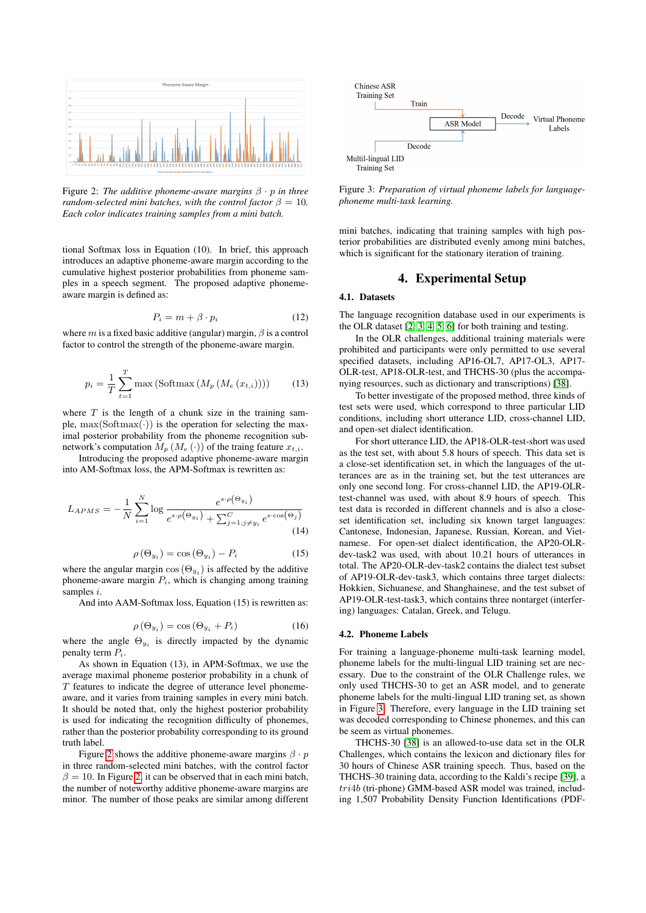Figure 2: *The additive phoneme-aware margins $\beta \cdot p$ in three random-selected mini batches, with the control factor $\beta = 10$. Each color indicates training samples from a mini batch.*

tional Softmax loss in Equation (10). In brief, this approach introduces an adaptive phoneme-aware margin according to the cumulative highest posterior probabilities from phoneme samples in a speech segment. The proposed adaptive phoneme-aware margin is defined as:

$$P_i = m + \beta \cdot p_i \tag{12}$$

where $m$ is a fixed basic additive (angular) margin, $\beta$ is a control factor to control the strength of the phoneme-aware margin.

$$p_i = \frac{1}{T}\sum_{t=1}^{T} \max\left(\text{Softmax}\left(M_p\left(M_e\left(x_{t,i}\right)\right)\right)\right) \tag{13}$$

where $T$ is the length of a chunk size in the training sample, $\max(\text{Softmax}(\cdot))$ is the operation for selecting the maximal posterior probability from the phoneme recognition subnetwork's computation $M_p\left(M_e\left(\cdot\right)\right)$ of the traing feature $x_{t,i}$.

Introducing the proposed adaptive phoneme-aware margin into AM-Softmax loss, the APM-Softmax is rewritten as:

$$L_{APMS} = -\frac{1}{N}\sum_{i=1}^{N} \log \frac{e^{s\cdot\rho\left(\Theta_{y_i}\right)}}{e^{s\cdot\rho\left(\Theta_{y_i}\right)} + \sum_{j=1;j\neq y_i}^{C} e^{s\cdot\cos\left(\Theta_j\right)}} \tag{14}$$

$$\rho\left(\Theta_{y_i}\right) = \cos\left(\Theta_{y_i}\right) - P_i \tag{15}$$

where the angular margin $\cos\left(\Theta_{y_i}\right)$ is affected by the additive phoneme-aware margin $P_i$, which is changing among training samples $i$.

And into AAM-Softmax loss, Equation (15) is rewritten as:

$$\rho\left(\Theta_{y_i}\right) = \cos\left(\Theta_{y_i} + P_i\right) \tag{16}$$

where the angle $\Theta_{y_i}$ is directly impacted by the dynamic penalty term $P_i$.

As shown in Equation (13), in APM-Softmax, we use the average maximal phoneme posterior probability in a chunk of $T$ features to indicate the degree of utterance level phoneme-aware, and it varies from training samples in every mini batch. It should be noted that, only the highest posterior probability is used for indicating the recognition difficulty of phonemes, rather than the posterior probability corresponding to its ground truth label.

Figure 2 shows the additive phoneme-aware margins $\beta \cdot p$ in three random-selected mini batches, with the control factor $\beta = 10$. In Figure 2, it can be observed that in each mini batch, the number of noteworthy additive phoneme-aware margins are minor. The number of those peaks are similar among different mini batches, indicating that training samples with high posterior probabilities are distributed evenly among mini batches, which is significant for the stationary iteration of training.

Figure 3: *Preparation of virtual phoneme labels for language-phoneme multi-task learning.*

# 4. Experimental Setup

## 4.1. Datasets

The language recognition database used in our experiments is the OLR dataset [2, 3, 4, 5, 6] for both training and testing.

In the OLR challenges, additional training materials were prohibited and participants were only permitted to use several specified datasets, including AP16-OL7, AP17-OL3, AP17-OLR-test, AP18-OLR-test, and THCHS-30 (plus the accompanying resources, such as dictionary and transcriptions) [38].

To better investigate of the proposed method, three kinds of test sets were used, which correspond to three particular LID conditions, including short utterance LID, cross-channel LID, and open-set dialect identification.

For short utterance LID, the AP18-OLR-test-short was used as the test set, with about 5.8 hours of speech. This data set is a close-set identification set, in which the languages of the utterances are as in the training set, but the test utterances are only one second long. For cross-channel LID, the AP19-OLR-test-channel was used, with about 8.9 hours of speech. This test data is recorded in different channels and is also a close-set identification set, including six known target languages: Cantonese, Indonesian, Japanese, Russian, Korean, and Vietnamese. For open-set dialect identification, the AP20-OLR-dev-task2 was used, with about 10.21 hours of utterances in total. The AP20-OLR-dev-task2 contains the dialect test subset of AP19-OLR-dev-task3, which contains three target dialects: Hokkien, Sichuanese, and Shanghainese, and the test subset of AP19-OLR-test-task3, which contains three nontarget (interfering) languages: Catalan, Greek, and Telugu.

## 4.2. Phoneme Labels

For training a language-phoneme multi-task learning model, phoneme labels for the multi-lingual LID training set are necessary. Due to the constraint of the OLR Challenge rules, we only used THCHS-30 to get an ASR model, and to generate phoneme labels for the multi-lingual LID traning set, as shown in Figure 3. Therefore, every language in the LID training set was decoded corresponding to Chinese phonemes, and this can be seem as virtual phonemes.

THCHS-30 [38] is an allowed-to-use data set in the OLR Challenges, which contains the lexicon and dictionary files for 30 hours of Chinese ASR training speech. Thus, based on the THCHS-30 training data, according to the Kaldi's recipe [39], a $tri4b$ (tri-phone) GMM-based ASR model was trained, including 1,507 Probability Density Function Identifications (PDF-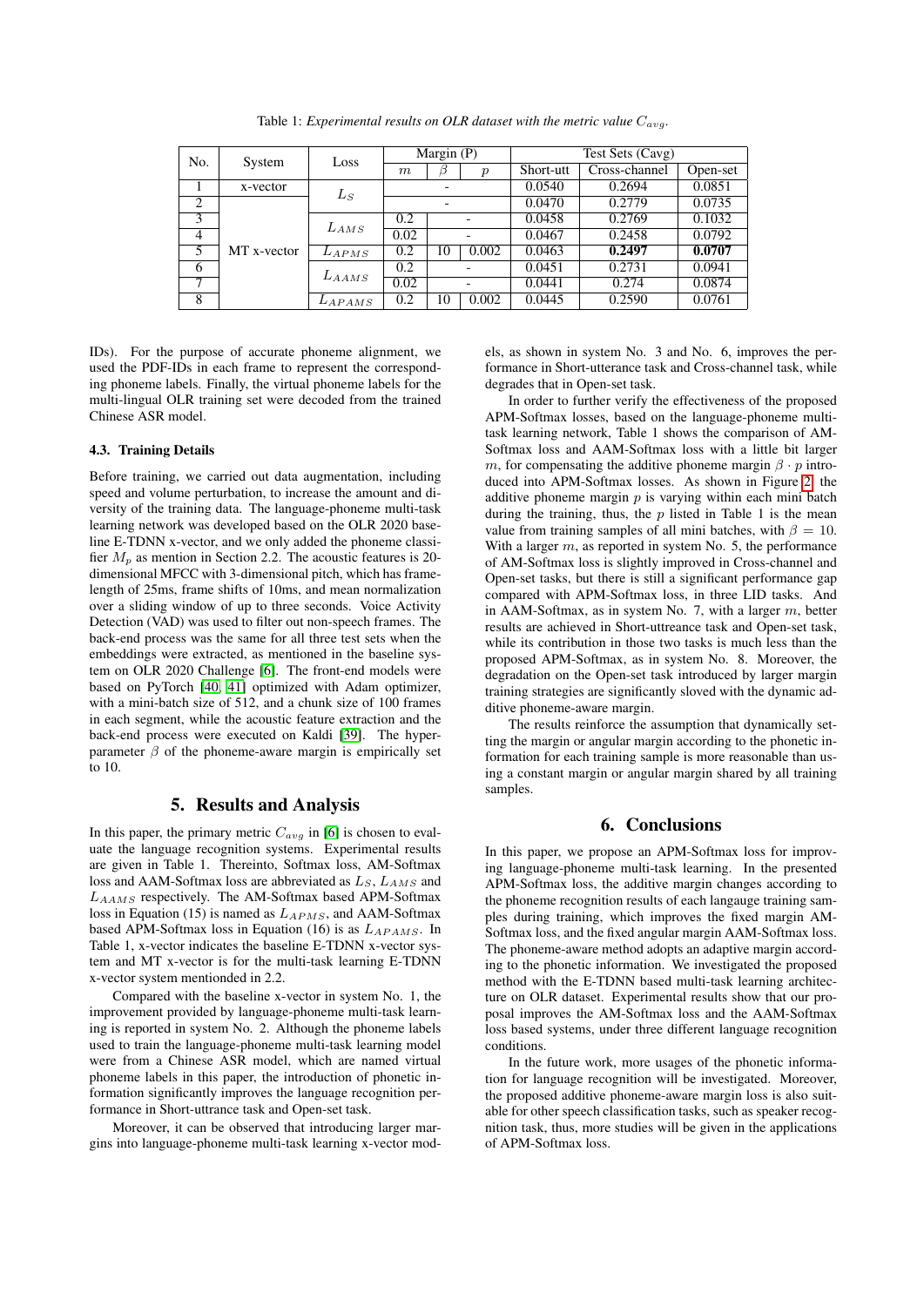Table 1: *Experimental results on OLR dataset with the metric value $C_{avg}$.*

| No. | System | Loss | Margin (P) | | | Test Sets (Cavg) | | |
|---|---|---|---|---|---|---|---|---|
| | | | $m$ | $\beta$ | $p$ | Short-utt | Cross-channel | Open-set |
| 1 | x-vector | $L_S$ | - | | | 0.0540 | 0.2694 | 0.0851 |
| 2 | MT x-vector | $L_S$ | - | | | 0.0470 | 0.2779 | 0.0735 |
| 3 | | $L_{AMS}$ | 0.2 | - | | 0.0458 | 0.2769 | 0.1032 |
| 4 | | $L_{AMS}$ | 0.02 | - | | 0.0467 | 0.2458 | 0.0792 |
| 5 | | $L_{APMS}$ | 0.2 | 10 | 0.002 | 0.0463 | **0.2497** | **0.0707** |
| 6 | | $L_{AAMS}$ | 0.2 | - | | 0.0451 | 0.2731 | 0.0941 |
| 7 | | $L_{AAMS}$ | 0.02 | - | | 0.0441 | 0.274 | 0.0874 |
| 8 | | $L_{APAMS}$ | 0.2 | 10 | 0.002 | 0.0445 | 0.2590 | 0.0761 |

IDs). For the purpose of accurate phoneme alignment, we used the PDF-IDs in each frame to represent the corresponding phoneme labels. Finally, the virtual phoneme labels for the multi-lingual OLR training set were decoded from the trained Chinese ASR model.

### 4.3. Training Details

Before training, we carried out data augmentation, including speed and volume perturbation, to increase the amount and diversity of the training data. The language-phoneme multi-task learning network was developed based on the OLR 2020 baseline E-TDNN x-vector, and we only added the phoneme classifier $M_p$ as mention in Section 2.2. The acoustic features is 20-dimensional MFCC with 3-dimensional pitch, which has frame-length of 25ms, frame shifts of 10ms, and mean normalization over a sliding window of up to three seconds. Voice Activity Detection (VAD) was used to filter out non-speech frames. The back-end process was the same for all three test sets when the embeddings were extracted, as mentioned in the baseline system on OLR 2020 Challenge [6]. The front-end models were based on PyTorch [40, 41] optimized with Adam optimizer, with a mini-batch size of 512, and a chunk size of 100 frames in each segment, while the acoustic feature extraction and the back-end process were executed on Kaldi [39]. The hyper-parameter $\beta$ of the phoneme-aware margin is empirically set to 10.

## 5. Results and Analysis

In this paper, the primary metric $C_{avg}$ in [6] is chosen to evaluate the language recognition systems. Experimental results are given in Table 1. Thereinto, Softmax loss, AM-Softmax loss and AAM-Softmax loss are abbreviated as $L_S$, $L_{AMS}$ and $L_{AAMS}$ respectively. The AM-Softmax based APM-Softmax loss in Equation (15) is named as $L_{APMS}$, and AAM-Softmax based APM-Softmax loss in Equation (16) is as $L_{APAMS}$. In Table 1, x-vector indicates the baseline E-TDNN x-vector system and MT x-vector is for the multi-task learning E-TDNN x-vector system mentionded in 2.2.

Compared with the baseline x-vector in system No. 1, the improvement provided by language-phoneme multi-task learning is reported in system No. 2. Although the phoneme labels used to train the language-phoneme multi-task learning model were from a Chinese ASR model, which are named virtual phoneme labels in this paper, the introduction of phonetic information significantly improves the language recognition performance in Short-uttrance task and Open-set task.

Moreover, it can be observed that introducing larger margins into language-phoneme multi-task learning x-vector models, as shown in system No. 3 and No. 6, improves the performance in Short-utterance task and Cross-channel task, while degrades that in Open-set task.

In order to further verify the effectiveness of the proposed APM-Softmax losses, based on the language-phoneme multi-task learning network, Table 1 shows the comparison of AM-Softmax loss and AAM-Softmax loss with a little bit larger $m$, for compensating the additive phoneme margin $\beta \cdot p$ introduced into APM-Softmax losses. As shown in Figure 2, the additive phoneme margin $p$ is varying within each mini batch during the training, thus, the $p$ listed in Table 1 is the mean value from training samples of all mini batches, with $\beta = 10$. With a larger $m$, as reported in system No. 5, the performance of AM-Softmax loss is slightly improved in Cross-channel and Open-set tasks, but there is still a significant performance gap compared with APM-Softmax loss, in three LID tasks. And in AAM-Softmax, as in system No. 7, with a larger $m$, better results are achieved in Short-uttreance task and Open-set task, while its contribution in those two tasks is much less than the proposed APM-Softmax, as in system No. 8. Moreover, the degradation on the Open-set task introduced by larger margin training strategies are significantly sloved with the dynamic additive phoneme-aware margin.

The results reinforce the assumption that dynamically setting the margin or angular margin according to the phonetic information for each training sample is more reasonable than using a constant margin or angular margin shared by all training samples.

## 6. Conclusions

In this paper, we propose an APM-Softmax loss for improving language-phoneme multi-task learning. In the presented APM-Softmax loss, the additive margin changes according to the phoneme recognition results of each langauge training samples during training, which improves the fixed margin AM-Softmax loss, and the fixed angular margin AAM-Softmax loss. The phoneme-aware method adopts an adaptive margin according to the phonetic information. We investigated the proposed method with the E-TDNN based multi-task learning architecture on OLR dataset. Experimental results show that our proposal improves the AM-Softmax loss and the AAM-Softmax loss based systems, under three different language recognition conditions.

In the future work, more usages of the phonetic information for language recognition will be investigated. Moreover, the proposed additive phoneme-aware margin loss is also suitable for other speech classification tasks, such as speaker recognition task, thus, more studies will be given in the applications of APM-Softmax loss.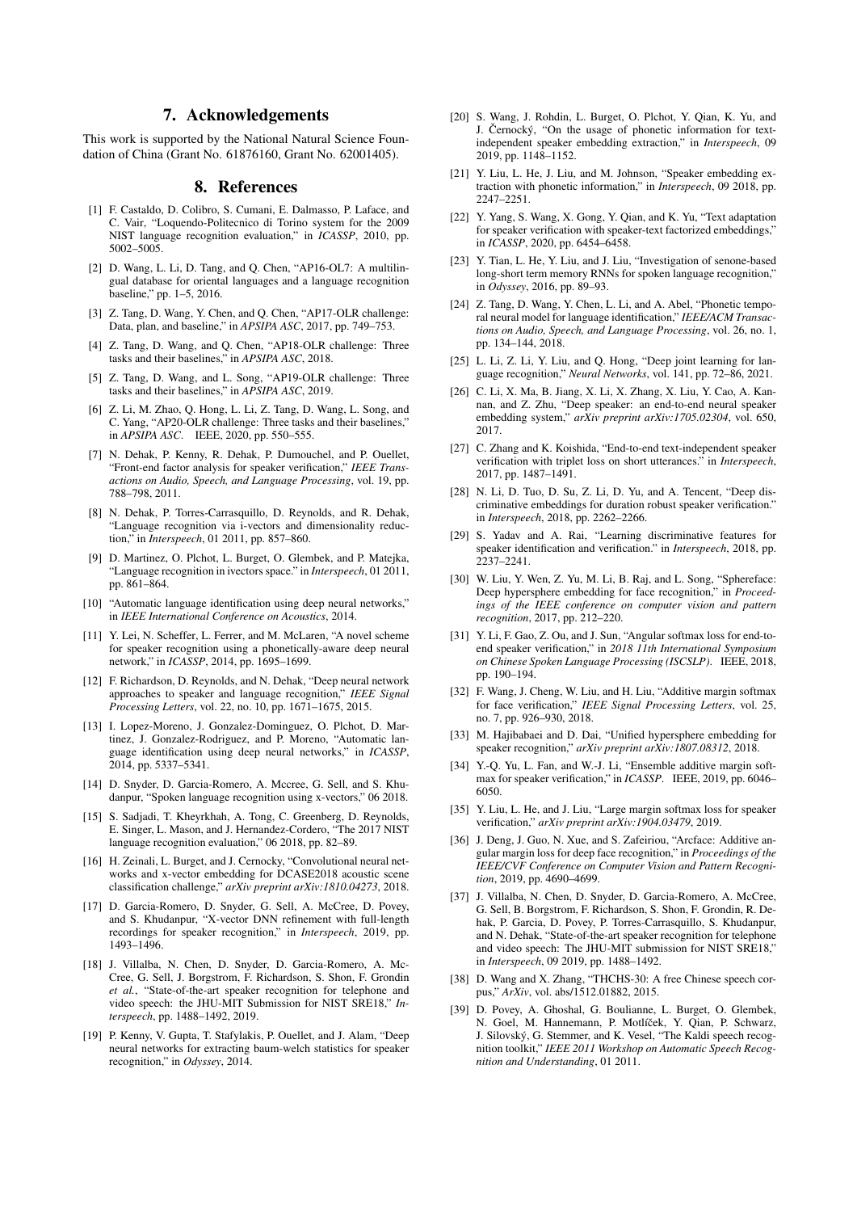## 7. Acknowledgements

This work is supported by the National Natural Science Foundation of China (Grant No. 61876160, Grant No. 62001405).

## 8. References

[1] F. Castaldo, D. Colibro, S. Cumani, E. Dalmasso, P. Laface, and C. Vair, "Loquendo-Politecnico di Torino system for the 2009 NIST language recognition evaluation," in *ICASSP*, 2010, pp. 5002–5005.

[2] D. Wang, L. Li, D. Tang, and Q. Chen, "AP16-OL7: A multilingual database for oriental languages and a language recognition baseline," pp. 1–5, 2016.

[3] Z. Tang, D. Wang, Y. Chen, and Q. Chen, "AP17-OLR challenge: Data, plan, and baseline," in *APSIPA ASC*, 2017, pp. 749–753.

[4] Z. Tang, D. Wang, and Q. Chen, "AP18-OLR challenge: Three tasks and their baselines," in *APSIPA ASC*, 2018.

[5] Z. Tang, D. Wang, and L. Song, "AP19-OLR challenge: Three tasks and their baselines," in *APSIPA ASC*, 2019.

[6] Z. Li, M. Zhao, Q. Hong, L. Li, Z. Tang, D. Wang, L. Song, and C. Yang, "AP20-OLR challenge: Three tasks and their baselines," in *APSIPA ASC*. IEEE, 2020, pp. 550–555.

[7] N. Dehak, P. Kenny, R. Dehak, P. Dumouchel, and P. Ouellet, "Front-end factor analysis for speaker verification," *IEEE Transactions on Audio, Speech, and Language Processing*, vol. 19, pp. 788–798, 2011.

[8] N. Dehak, P. Torres-Carrasquillo, D. Reynolds, and R. Dehak, "Language recognition via i-vectors and dimensionality reduction," in *Interspeech*, 01 2011, pp. 857–860.

[9] D. Martinez, O. Plchot, L. Burget, O. Glembek, and P. Matejka, "Language recognition in ivectors space." in *Interspeech*, 01 2011, pp. 861–864.

[10] "Automatic language identification using deep neural networks," in *IEEE International Conference on Acoustics*, 2014.

[11] Y. Lei, N. Scheffer, L. Ferrer, and M. McLaren, "A novel scheme for speaker recognition using a phonetically-aware deep neural network," in *ICASSP*, 2014, pp. 1695–1699.

[12] F. Richardson, D. Reynolds, and N. Dehak, "Deep neural network approaches to speaker and language recognition," *IEEE Signal Processing Letters*, vol. 22, no. 10, pp. 1671–1675, 2015.

[13] I. Lopez-Moreno, J. Gonzalez-Dominguez, O. Plchot, D. Martinez, J. Gonzalez-Rodriguez, and P. Moreno, "Automatic language identification using deep neural networks," in *ICASSP*, 2014, pp. 5337–5341.

[14] D. Snyder, D. Garcia-Romero, A. Mccree, G. Sell, and S. Khudanpur, "Spoken language recognition using x-vectors," 06 2018.

[15] S. Sadjadi, T. Kheyrkhah, A. Tong, C. Greenberg, D. Reynolds, E. Singer, L. Mason, and J. Hernandez-Cordero, "The 2017 NIST language recognition evaluation," 06 2018, pp. 82–89.

[16] H. Zeinali, L. Burget, and J. Cernocky, "Convolutional neural networks and x-vector embedding for DCASE2018 acoustic scene classification challenge," *arXiv preprint arXiv:1810.04273*, 2018.

[17] D. Garcia-Romero, D. Snyder, G. Sell, A. McCree, D. Povey, and S. Khudanpur, "X-vector DNN refinement with full-length recordings for speaker recognition," in *Interspeech*, 2019, pp. 1493–1496.

[18] J. Villalba, N. Chen, D. Snyder, D. Garcia-Romero, A. McCree, G. Sell, J. Borgstrom, F. Richardson, S. Shon, F. Grondin *et al.*, "State-of-the-art speaker recognition for telephone and video speech: the JHU-MIT Submission for NIST SRE18," *Interspeech*, pp. 1488–1492, 2019.

[19] P. Kenny, V. Gupta, T. Stafylakis, P. Ouellet, and J. Alam, "Deep neural networks for extracting baum-welch statistics for speaker recognition," in *Odyssey*, 2014.

[20] S. Wang, J. Rohdin, L. Burget, O. Plchot, Y. Qian, K. Yu, and J. Černocký, "On the usage of phonetic information for text-independent speaker embedding extraction," in *Interspeech*, 09 2019, pp. 1148–1152.

[21] Y. Liu, L. He, J. Liu, and M. Johnson, "Speaker embedding extraction with phonetic information," in *Interspeech*, 09 2018, pp. 2247–2251.

[22] Y. Yang, S. Wang, X. Gong, Y. Qian, and K. Yu, "Text adaptation for speaker verification with speaker-text factorized embeddings," in *ICASSP*, 2020, pp. 6454–6458.

[23] Y. Tian, L. He, Y. Liu, and J. Liu, "Investigation of senone-based long-short term memory RNNs for spoken language recognition," in *Odyssey*, 2016, pp. 89–93.

[24] Z. Tang, D. Wang, Y. Chen, L. Li, and A. Abel, "Phonetic temporal neural model for language identification," *IEEE/ACM Transactions on Audio, Speech, and Language Processing*, vol. 26, no. 1, pp. 134–144, 2018.

[25] L. Li, Z. Li, Y. Liu, and Q. Hong, "Deep joint learning for language recognition," *Neural Networks*, vol. 141, pp. 72–86, 2021.

[26] C. Li, X. Ma, B. Jiang, X. Li, X. Zhang, X. Liu, Y. Cao, A. Kannan, and Z. Zhu, "Deep speaker: an end-to-end neural speaker embedding system," *arXiv preprint arXiv:1705.02304*, vol. 650, 2017.

[27] C. Zhang and K. Koishida, "End-to-end text-independent speaker verification with triplet loss on short utterances." in *Interspeech*, 2017, pp. 1487–1491.

[28] N. Li, D. Tuo, D. Su, Z. Li, D. Yu, and A. Tencent, "Deep discriminative embeddings for duration robust speaker verification." in *Interspeech*, 2018, pp. 2262–2266.

[29] S. Yadav and A. Rai, "Learning discriminative features for speaker identification and verification." in *Interspeech*, 2018, pp. 2237–2241.

[30] W. Liu, Y. Wen, Z. Yu, M. Li, B. Raj, and L. Song, "Sphereface: Deep hypersphere embedding for face recognition," in *Proceedings of the IEEE conference on computer vision and pattern recognition*, 2017, pp. 212–220.

[31] Y. Li, F. Gao, Z. Ou, and J. Sun, "Angular softmax loss for end-to-end speaker verification," in *2018 11th International Symposium on Chinese Spoken Language Processing (ISCSLP)*. IEEE, 2018, pp. 190–194.

[32] F. Wang, J. Cheng, W. Liu, and H. Liu, "Additive margin softmax for face verification," *IEEE Signal Processing Letters*, vol. 25, no. 7, pp. 926–930, 2018.

[33] M. Hajibabaei and D. Dai, "Unified hypersphere embedding for speaker recognition," *arXiv preprint arXiv:1807.08312*, 2018.

[34] Y.-Q. Yu, L. Fan, and W.-J. Li, "Ensemble additive margin softmax for speaker verification," in *ICASSP*. IEEE, 2019, pp. 6046–6050.

[35] Y. Liu, L. He, and J. Liu, "Large margin softmax loss for speaker verification," *arXiv preprint arXiv:1904.03479*, 2019.

[36] J. Deng, J. Guo, N. Xue, and S. Zafeiriou, "Arcface: Additive angular margin loss for deep face recognition," in *Proceedings of the IEEE/CVF Conference on Computer Vision and Pattern Recognition*, 2019, pp. 4690–4699.

[37] J. Villalba, N. Chen, D. Snyder, D. Garcia-Romero, A. McCree, G. Sell, B. Borgstrom, F. Richardson, S. Shon, F. Grondin, R. Dehak, P. Garcia, D. Povey, P. Torres-Carrasquillo, S. Khudanpur, and N. Dehak, "State-of-the-art speaker recognition for telephone and video speech: The JHU-MIT submission for NIST SRE18," in *Interspeech*, 09 2019, pp. 1488–1492.

[38] D. Wang and X. Zhang, "THCHS-30: A free Chinese speech corpus," *ArXiv*, vol. abs/1512.01882, 2015.

[39] D. Povey, A. Ghoshal, G. Boulianne, L. Burget, O. Glembek, N. Goel, M. Hannemann, P. Motlíček, Y. Qian, P. Schwarz, J. Silovský, G. Stemmer, and K. Vesel, "The Kaldi speech recognition toolkit," *IEEE 2011 Workshop on Automatic Speech Recognition and Understanding*, 01 2011.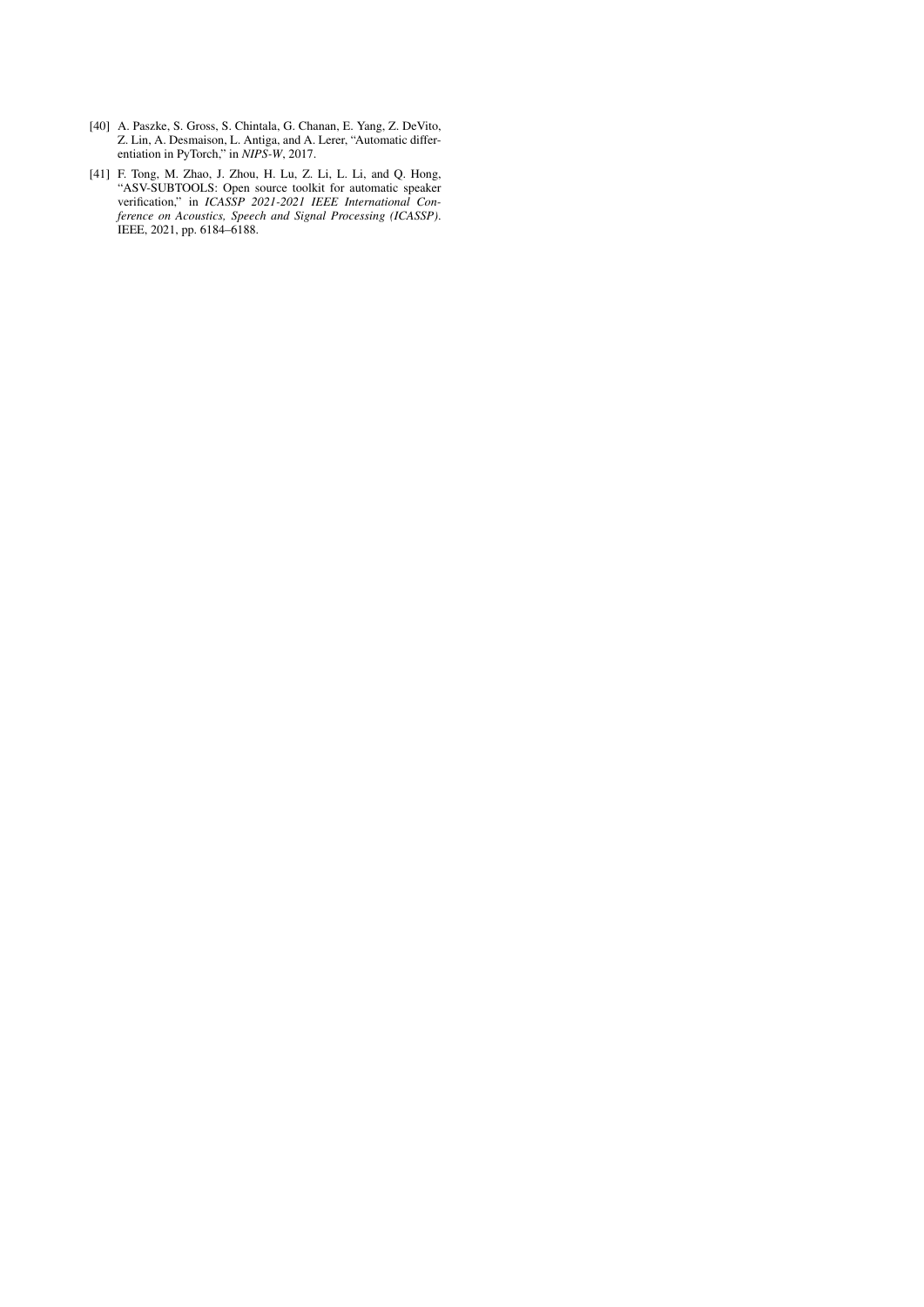[40] A. Paszke, S. Gross, S. Chintala, G. Chanan, E. Yang, Z. DeVito, Z. Lin, A. Desmaison, L. Antiga, and A. Lerer, "Automatic differentiation in PyTorch," in *NIPS-W*, 2017.

[41] F. Tong, M. Zhao, J. Zhou, H. Lu, Z. Li, L. Li, and Q. Hong, "ASV-SUBTOOLS: Open source toolkit for automatic speaker verification," in *ICASSP 2021-2021 IEEE International Conference on Acoustics, Speech and Signal Processing (ICASSP)*. IEEE, 2021, pp. 6184–6188.